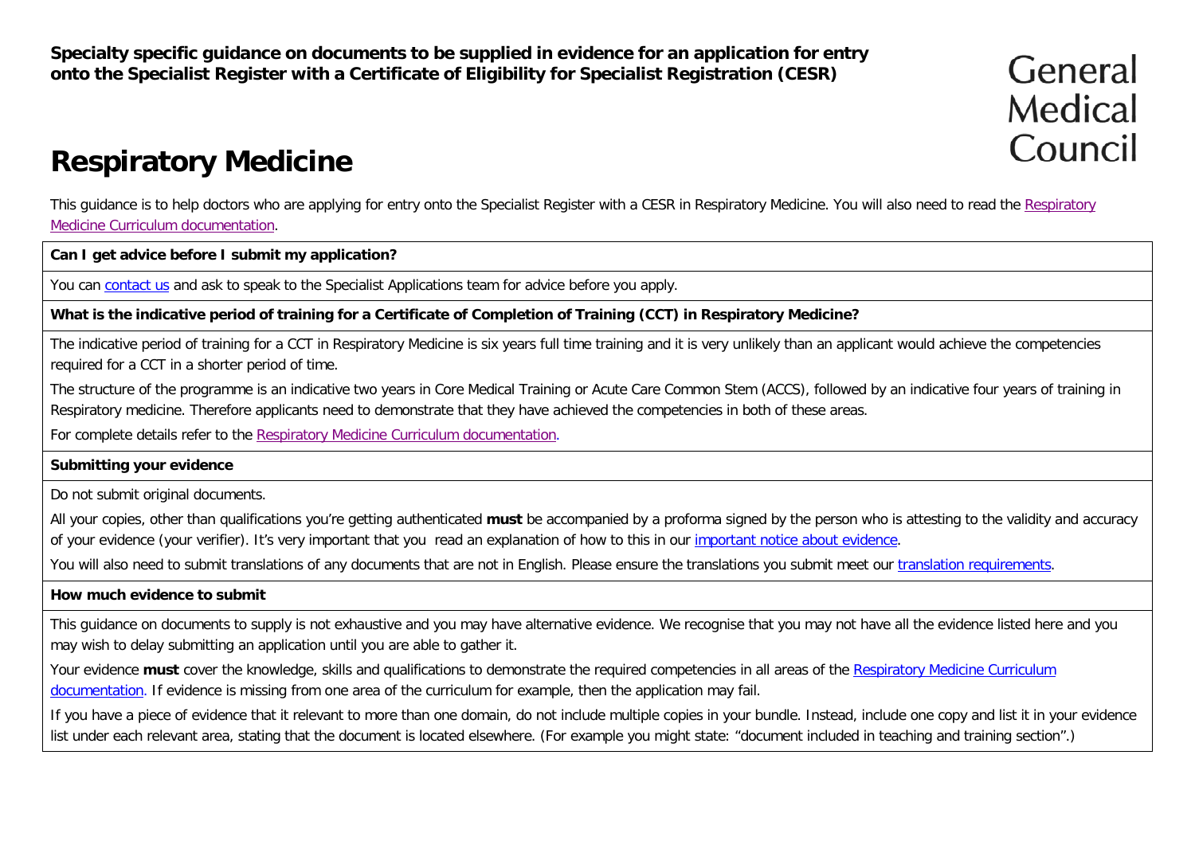**Specialty specific guidance on documents to be supplied in evidence for an application for entry onto the Specialist Register with a Certificate of Eligibility for Specialist Registration (CESR)**

General Medical Council

# Respiratory Medicine

This guidance is to help doctors who are applying for entry onto the Specialist Register with a CESR in Respiratory Medicine. You will also need to read the Respiratory Medicine Curriculum documentation.

**Can I get advice before I submit my application?**

You can contact us and ask to speak to the Specialist Applications team for advice before you apply.

**What is the indicative period of training for a Certificate of Completion of Training (CCT) in Respiratory Medicine?**

The indicative period of training for a CCT in Respiratory Medicine is six years full time training and it is very unlikely than an applicant would achieve the competencies required for a CCT in a shorter period of time.

The structure of the programme is an indicative two years in Core Medical Training or Acute Care Common Stem (ACCS), followed by an indicative four years of training in Respiratory medicine. Therefore applicants need to demonstrate that they have achieved the competencies in both of these areas.

For complete details refer to the Respiratory Medicine Curriculum documentation.

**Submitting your evidence**

Do not submit original documents.

All your copies, other than qualifications you're getting authenticated **must** be accompanied by a proforma signed by the person who is attesting to the validity and accuracy of your evidence (your verifier). It's very important that you read an explanation of how to this in our important notice about evidence.

You will also need to submit translations of any documents that are not in English. Please ensure the translations you submit meet our translation requirements.

**How much evidence to submit**

This guidance on documents to supply is not exhaustive and you may have alternative evidence. We recognise that you may not have all the evidence listed here and you may wish to delay submitting an application until you are able to gather it.

Your evidence **must** cover the knowledge, skills and qualifications to demonstrate the required competencies in all areas of the Respiratory Medicine Curriculum documentation. If evidence is missing from one area of the curriculum for example, then the application may fail.

If you have a piece of evidence that it relevant to more than one domain, do not include multiple copies in your bundle. Instead, include one copy and list it in your evidence list under each relevant area, stating that the document is located elsewhere. (For example you might state: "document included in teaching and training section".)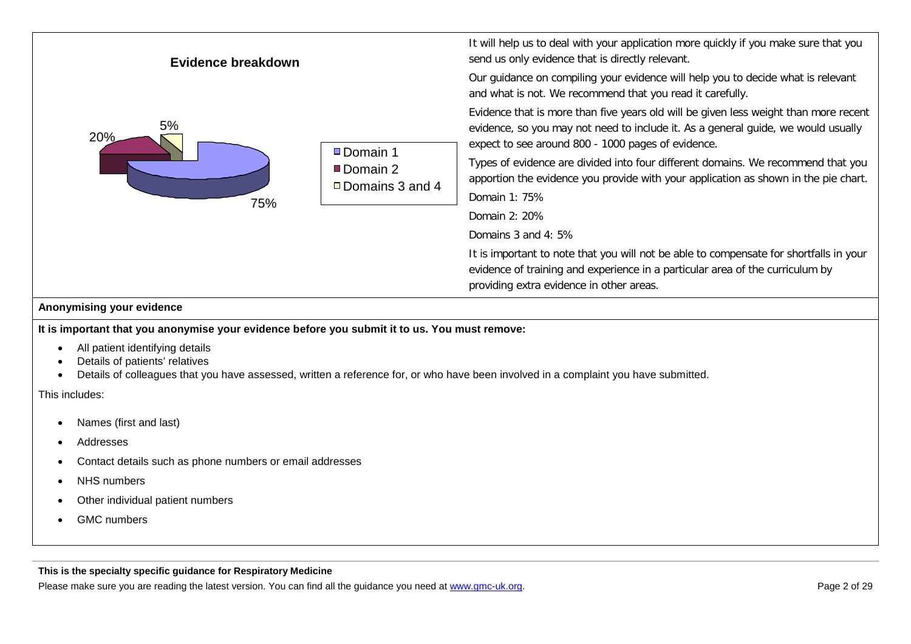**Evidence breakdown**

20%

5%

75%

Domain 1
Domain 2
Domains 3 and 4

It will help us to deal with your application more quickly if you make sure that you send us only evidence that is directly relevant.

Our guidance on compiling your evidence will help you to decide what is relevant and what is not. We recommend that you read it carefully.

Evidence that is more than five years old will be given less weight than more recent evidence, so you may not need to include it. As a general guide, we would usually expect to see around 800 - 1000 pages of evidence.

Types of evidence are divided into four different domains. We recommend that you apportion the evidence you provide with your application as shown in the pie chart.

Domain 1: 75%

Domain 2: 20%

Domains 3 and 4: 5%

It is important to note that you will not be able to compensate for shortfalls in your evidence of training and experience in a particular area of the curriculum by providing extra evidence in other areas.

**Anonymising your evidence**

**It is important that you anonymise your evidence before you submit it to us. You must remove:**

- All patient identifying details
- Details of patients' relatives
- Details of colleagues that you have assessed, written a reference for, or who have been involved in a complaint you have submitted.

This includes:

- Names (first and last)
- Addresses
- Contact details such as phone numbers or email addresses
- NHS numbers
- Other individual patient numbers
- GMC numbers

**This is the specialty specific guidance for Respiratory Medicine**

Please make sure you are reading the latest version. You can find all the guidance you need at www.gmc-uk.org.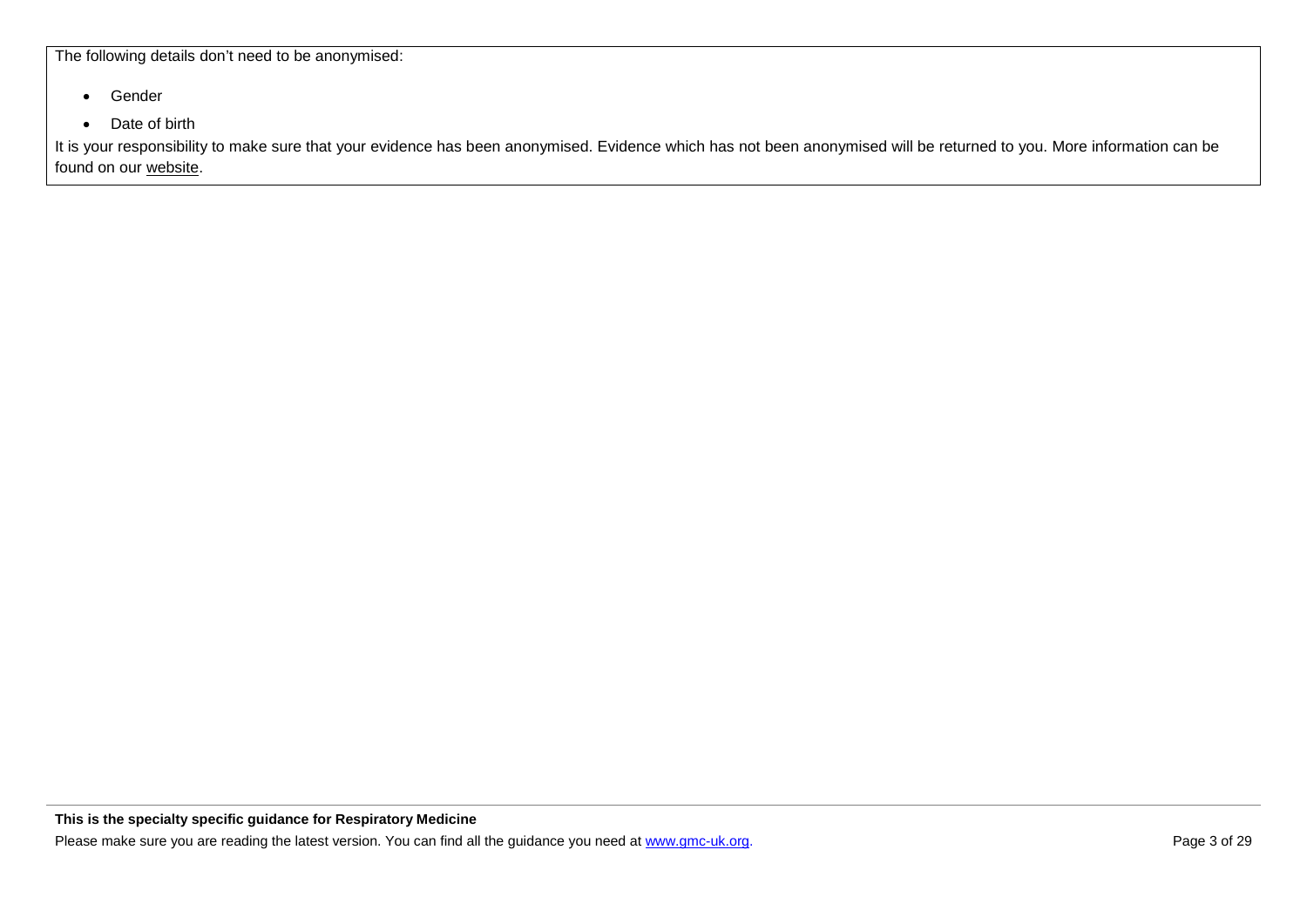The following details don't need to be anonymised:

- Gender
- Date of birth

It is your responsibility to make sure that your evidence has been anonymised. Evidence which has not been anonymised will be returned to you. More information can be found on our website.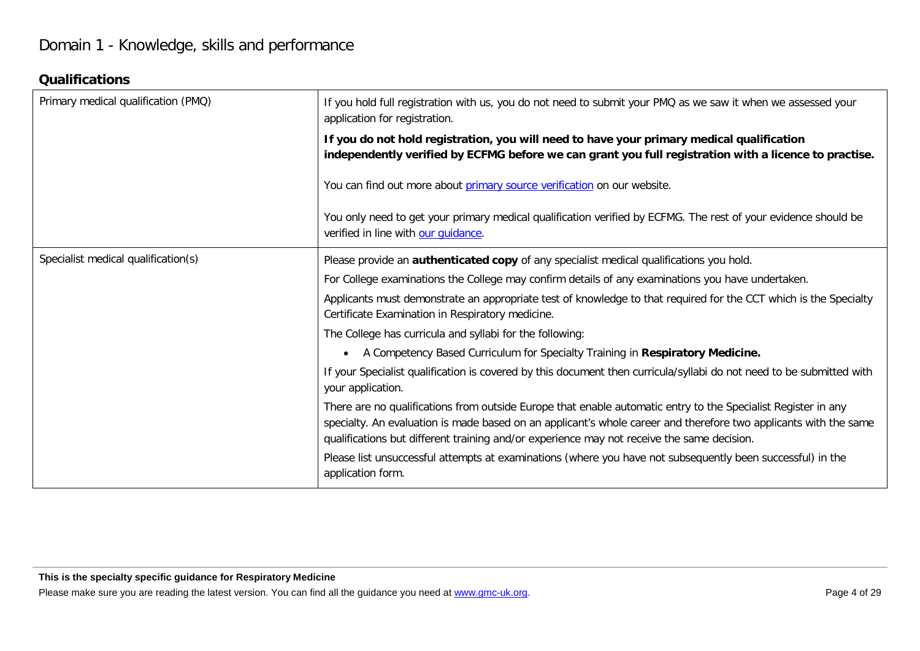# Domain 1 - Knowledge, skills and performance

## Qualifications

| | |
|---|---|
| Primary medical qualification (PMQ) | If you hold full registration with us, you do not need to submit your PMQ as we saw it when we assessed your application for registration.<br><br>**If you do not hold registration, you will need to have your primary medical qualification independently verified by ECFMG before we can grant you full registration with a licence to practise.**<br><br>You can find out more about [primary source verification](#) on our website.<br><br>You only need to get your primary medical qualification verified by ECFMG. The rest of your evidence should be verified in line with [our guidance](#). |
| Specialist medical qualification(s) | Please provide an **authenticated copy** of any specialist medical qualifications you hold.<br><br>For College examinations the College may confirm details of any examinations you have undertaken.<br><br>Applicants must demonstrate an appropriate test of knowledge to that required for the CCT which is the Specialty Certificate Examination in Respiratory medicine.<br><br>The College has curricula and syllabi for the following:<br><br>• A Competency Based Curriculum for Specialty Training in **Respiratory Medicine.**<br><br>If your Specialist qualification is covered by this document then curricula/syllabi do not need to be submitted with your application.<br><br>There are no qualifications from outside Europe that enable automatic entry to the Specialist Register in any specialty. An evaluation is made based on an applicant's whole career and therefore two applicants with the same qualifications but different training and/or experience may not receive the same decision.<br><br>Please list unsuccessful attempts at examinations (where you have not subsequently been successful) in the application form. |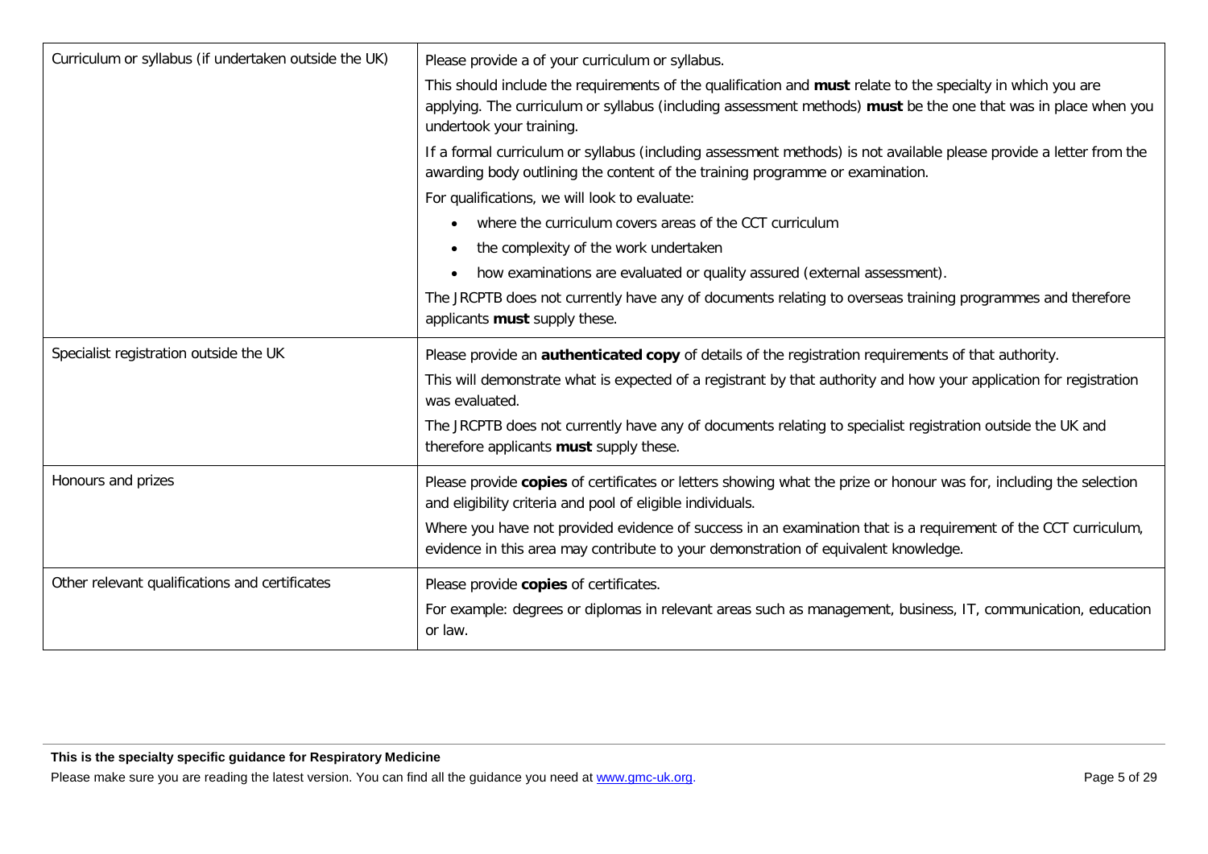| | |
|---|---|
| Curriculum or syllabus (if undertaken outside the UK) | Please provide a of your curriculum or syllabus.<br><br>This should include the requirements of the qualification and **must** relate to the specialty in which you are applying. The curriculum or syllabus (including assessment methods) **must** be the one that was in place when you undertook your training.<br><br>If a formal curriculum or syllabus (including assessment methods) is not available please provide a letter from the awarding body outlining the content of the training programme or examination.<br><br>For qualifications, we will look to evaluate:<br><br>• where the curriculum covers areas of the CCT curriculum<br>• the complexity of the work undertaken<br>• how examinations are evaluated or quality assured (external assessment).<br><br>The JRCPTB does not currently have any of documents relating to overseas training programmes and therefore applicants **must** supply these. |
| Specialist registration outside the UK | Please provide an **authenticated copy** of details of the registration requirements of that authority.<br><br>This will demonstrate what is expected of a registrant by that authority and how your application for registration was evaluated.<br><br>The JRCPTB does not currently have any of documents relating to specialist registration outside the UK and therefore applicants **must** supply these. |
| Honours and prizes | Please provide **copies** of certificates or letters showing what the prize or honour was for, including the selection and eligibility criteria and pool of eligible individuals.<br><br>Where you have not provided evidence of success in an examination that is a requirement of the CCT curriculum, evidence in this area may contribute to your demonstration of equivalent knowledge. |
| Other relevant qualifications and certificates | Please provide **copies** of certificates.<br><br>For example: degrees or diplomas in relevant areas such as management, business, IT, communication, education or law. |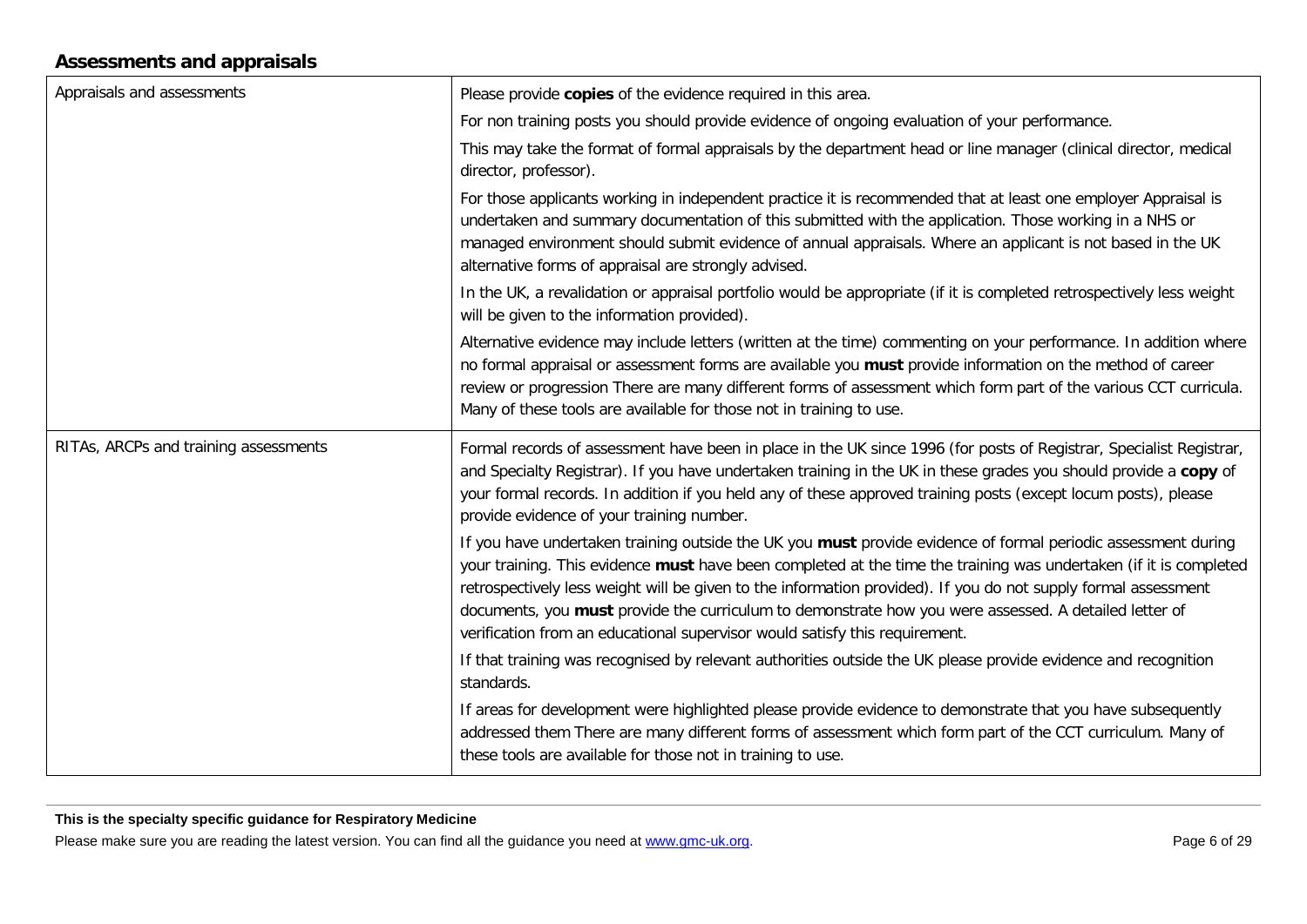## Assessments and appraisals

| | |
|---|---|
| Appraisals and assessments | Please provide **copies** of the evidence required in this area.<br><br>For non training posts you should provide evidence of ongoing evaluation of your performance.<br><br>This may take the format of formal appraisals by the department head or line manager (clinical director, medical director, professor).<br><br>For those applicants working in independent practice it is recommended that at least one employer Appraisal is undertaken and summary documentation of this submitted with the application. Those working in a NHS or managed environment should submit evidence of annual appraisals. Where an applicant is not based in the UK alternative forms of appraisal are strongly advised.<br><br>In the UK, a revalidation or appraisal portfolio would be appropriate (if it is completed retrospectively less weight will be given to the information provided).<br><br>Alternative evidence may include letters (written at the time) commenting on your performance. In addition where no formal appraisal or assessment forms are available you **must** provide information on the method of career review or progression There are many different forms of assessment which form part of the various CCT curricula. Many of these tools are available for those not in training to use. |
| RITAs, ARCPs and training assessments | Formal records of assessment have been in place in the UK since 1996 (for posts of Registrar, Specialist Registrar, and Specialty Registrar). If you have undertaken training in the UK in these grades you should provide a **copy** of your formal records. In addition if you held any of these approved training posts (except locum posts), please provide evidence of your training number.<br><br>If you have undertaken training outside the UK you **must** provide evidence of formal periodic assessment during your training. This evidence **must** have been completed at the time the training was undertaken (if it is completed retrospectively less weight will be given to the information provided). If you do not supply formal assessment documents, you **must** provide the curriculum to demonstrate how you were assessed. A detailed letter of verification from an educational supervisor would satisfy this requirement.<br><br>If that training was recognised by relevant authorities outside the UK please provide evidence and recognition standards.<br><br>If areas for development were highlighted please provide evidence to demonstrate that you have subsequently addressed them There are many different forms of assessment which form part of the CCT curriculum. Many of these tools are available for those not in training to use. |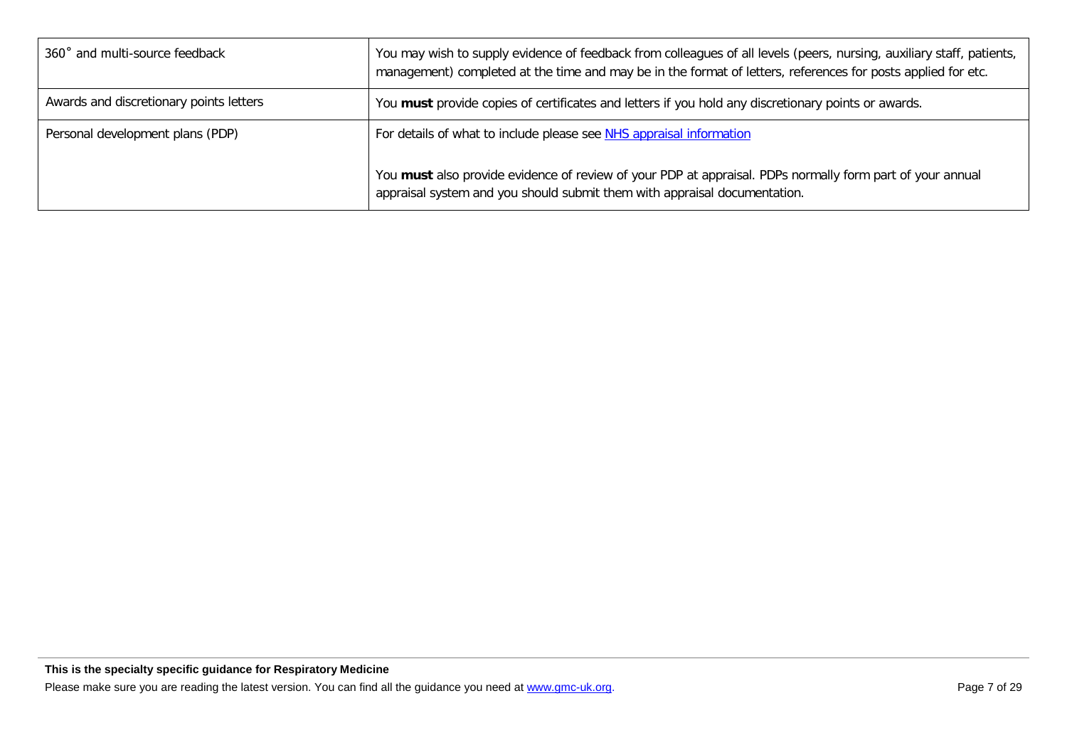| | |
|---|---|
| 360˚ and multi-source feedback | You may wish to supply evidence of feedback from colleagues of all levels (peers, nursing, auxiliary staff, patients, management) completed at the time and may be in the format of letters, references for posts applied for etc. |
| Awards and discretionary points letters | You **must** provide copies of certificates and letters if you hold any discretionary points or awards. |
| Personal development plans (PDP) | For details of what to include please see NHS appraisal information<br><br>You **must** also provide evidence of review of your PDP at appraisal. PDPs normally form part of your annual appraisal system and you should submit them with appraisal documentation. |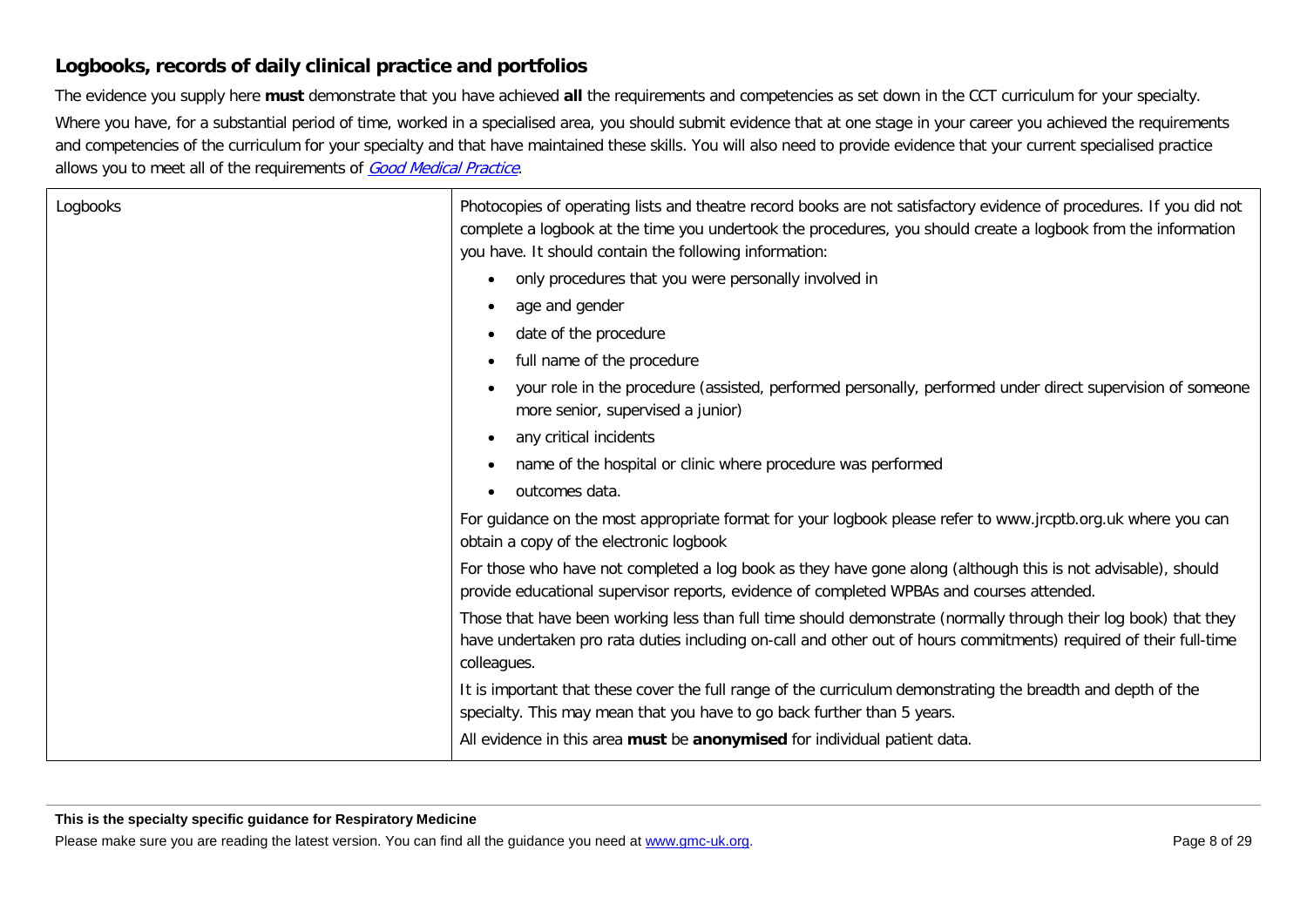## Logbooks, records of daily clinical practice and portfolios

The evidence you supply here **must** demonstrate that you have achieved **all** the requirements and competencies as set down in the CCT curriculum for your specialty.

Where you have, for a substantial period of time, worked in a specialised area, you should submit evidence that at one stage in your career you achieved the requirements and competencies of the curriculum for your specialty and that have maintained these skills. You will also need to provide evidence that your current specialised practice allows you to meet all of the requirements of *Good Medical Practice*.

| | |
|---|---|
| Logbooks | Photocopies of operating lists and theatre record books are not satisfactory evidence of procedures. If you did not complete a logbook at the time you undertook the procedures, you should create a logbook from the information you have. It should contain the following information:<br>• only procedures that you were personally involved in<br>• age and gender<br>• date of the procedure<br>• full name of the procedure<br>• your role in the procedure (assisted, performed personally, performed under direct supervision of someone more senior, supervised a junior)<br>• any critical incidents<br>• name of the hospital or clinic where procedure was performed<br>• outcomes data.<br>For guidance on the most appropriate format for your logbook please refer to www.jrcptb.org.uk where you can obtain a copy of the electronic logbook<br>For those who have not completed a log book as they have gone along (although this is not advisable), should provide educational supervisor reports, evidence of completed WPBAs and courses attended.<br>Those that have been working less than full time should demonstrate (normally through their log book) that they have undertaken pro rata duties including on-call and other out of hours commitments) required of their full-time colleagues.<br>It is important that these cover the full range of the curriculum demonstrating the breadth and depth of the specialty. This may mean that you have to go back further than 5 years.<br>All evidence in this area **must** be **anonymised** for individual patient data. |

**This is the specialty specific guidance for Respiratory Medicine**

Please make sure you are reading the latest version. You can find all the guidance you need at www.gmc-uk.org.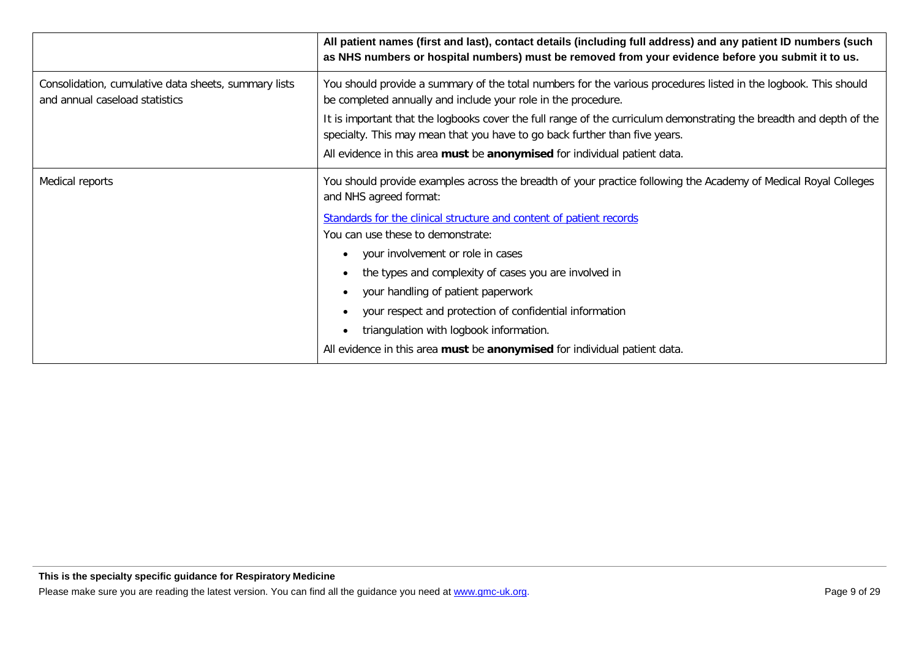| | **All patient names (first and last), contact details (including full address) and any patient ID numbers (such as NHS numbers or hospital numbers) must be removed from your evidence before you submit it to us.** |
|---|---|
| Consolidation, cumulative data sheets, summary lists and annual caseload statistics | You should provide a summary of the total numbers for the various procedures listed in the logbook. This should be completed annually and include your role in the procedure.<br><br>It is important that the logbooks cover the full range of the curriculum demonstrating the breadth and depth of the specialty. This may mean that you have to go back further than five years.<br><br>All evidence in this area **must** be **anonymised** for individual patient data. |
| Medical reports | You should provide examples across the breadth of your practice following the Academy of Medical Royal Colleges and NHS agreed format:<br><br>[Standards for the clinical structure and content of patient records]<br>You can use these to demonstrate:<br><br>• your involvement or role in cases<br>• the types and complexity of cases you are involved in<br>• your handling of patient paperwork<br>• your respect and protection of confidential information<br>• triangulation with logbook information.<br><br>All evidence in this area **must** be **anonymised** for individual patient data. |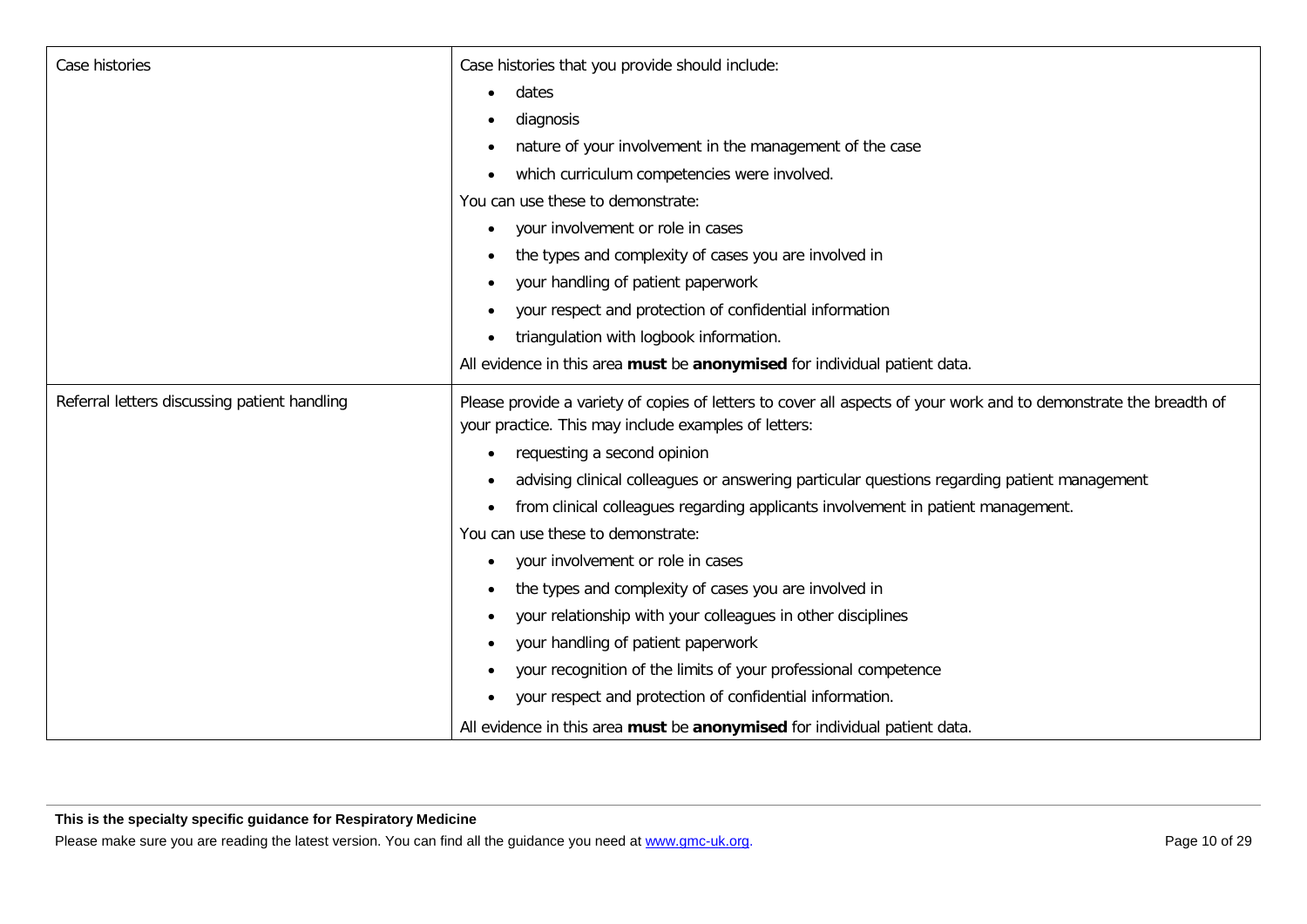| | |
|---|---|
| Case histories | Case histories that you provide should include:<br>• dates<br>• diagnosis<br>• nature of your involvement in the management of the case<br>• which curriculum competencies were involved.<br>You can use these to demonstrate:<br>• your involvement or role in cases<br>• the types and complexity of cases you are involved in<br>• your handling of patient paperwork<br>• your respect and protection of confidential information<br>• triangulation with logbook information.<br>All evidence in this area **must** be **anonymised** for individual patient data. |
| Referral letters discussing patient handling | Please provide a variety of copies of letters to cover all aspects of your work and to demonstrate the breadth of your practice. This may include examples of letters:<br>• requesting a second opinion<br>• advising clinical colleagues or answering particular questions regarding patient management<br>• from clinical colleagues regarding applicants involvement in patient management.<br>You can use these to demonstrate:<br>• your involvement or role in cases<br>• the types and complexity of cases you are involved in<br>• your relationship with your colleagues in other disciplines<br>• your handling of patient paperwork<br>• your recognition of the limits of your professional competence<br>• your respect and protection of confidential information.<br>All evidence in this area **must** be **anonymised** for individual patient data. |

**This is the specialty specific guidance for Respiratory Medicine**

Please make sure you are reading the latest version. You can find all the guidance you need at www.gmc-uk.org.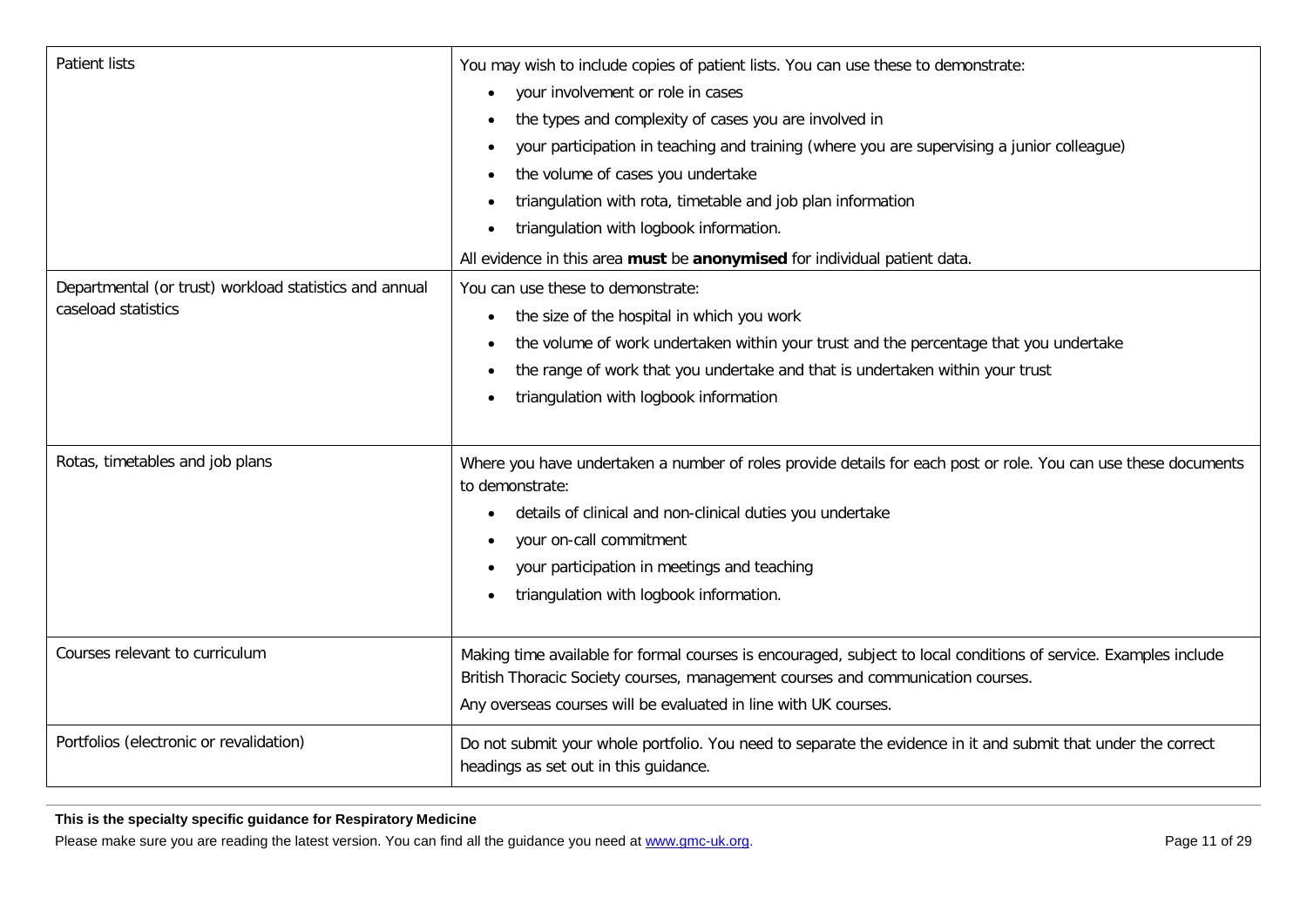| | |
|---|---|
| Patient lists | You may wish to include copies of patient lists. You can use these to demonstrate:<br>• your involvement or role in cases<br>• the types and complexity of cases you are involved in<br>• your participation in teaching and training (where you are supervising a junior colleague)<br>• the volume of cases you undertake<br>• triangulation with rota, timetable and job plan information<br>• triangulation with logbook information.<br>All evidence in this area **must** be **anonymised** for individual patient data. |
| Departmental (or trust) workload statistics and annual caseload statistics | You can use these to demonstrate:<br>• the size of the hospital in which you work<br>• the volume of work undertaken within your trust and the percentage that you undertake<br>• the range of work that you undertake and that is undertaken within your trust<br>• triangulation with logbook information |
| Rotas, timetables and job plans | Where you have undertaken a number of roles provide details for each post or role. You can use these documents to demonstrate:<br>• details of clinical and non-clinical duties you undertake<br>• your on-call commitment<br>• your participation in meetings and teaching<br>• triangulation with logbook information. |
| Courses relevant to curriculum | Making time available for formal courses is encouraged, subject to local conditions of service. Examples include British Thoracic Society courses, management courses and communication courses.<br>Any overseas courses will be evaluated in line with UK courses. |
| Portfolios (electronic or revalidation) | Do not submit your whole portfolio. You need to separate the evidence in it and submit that under the correct headings as set out in this guidance. |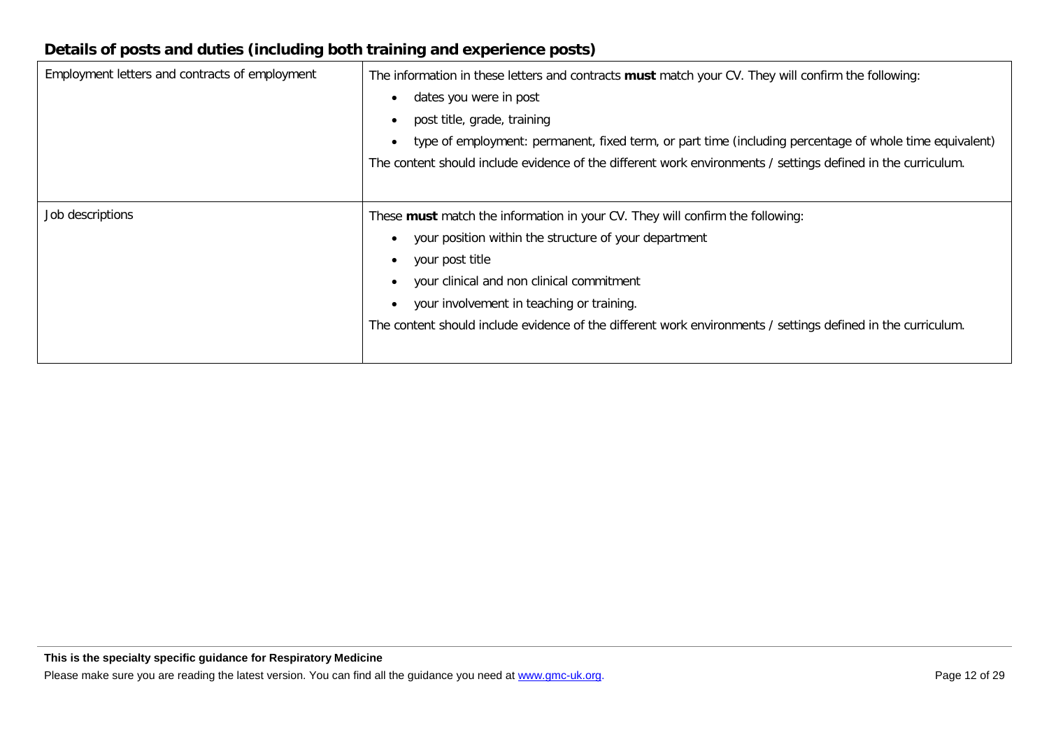## Details of posts and duties (including both training and experience posts)

| | |
|---|---|
| Employment letters and contracts of employment | The information in these letters and contracts **must** match your CV. They will confirm the following:<br>• dates you were in post<br>• post title, grade, training<br>• type of employment: permanent, fixed term, or part time (including percentage of whole time equivalent)<br>The content should include evidence of the different work environments / settings defined in the curriculum. |
| Job descriptions | These **must** match the information in your CV. They will confirm the following:<br>• your position within the structure of your department<br>• your post title<br>• your clinical and non clinical commitment<br>• your involvement in teaching or training.<br>The content should include evidence of the different work environments / settings defined in the curriculum. |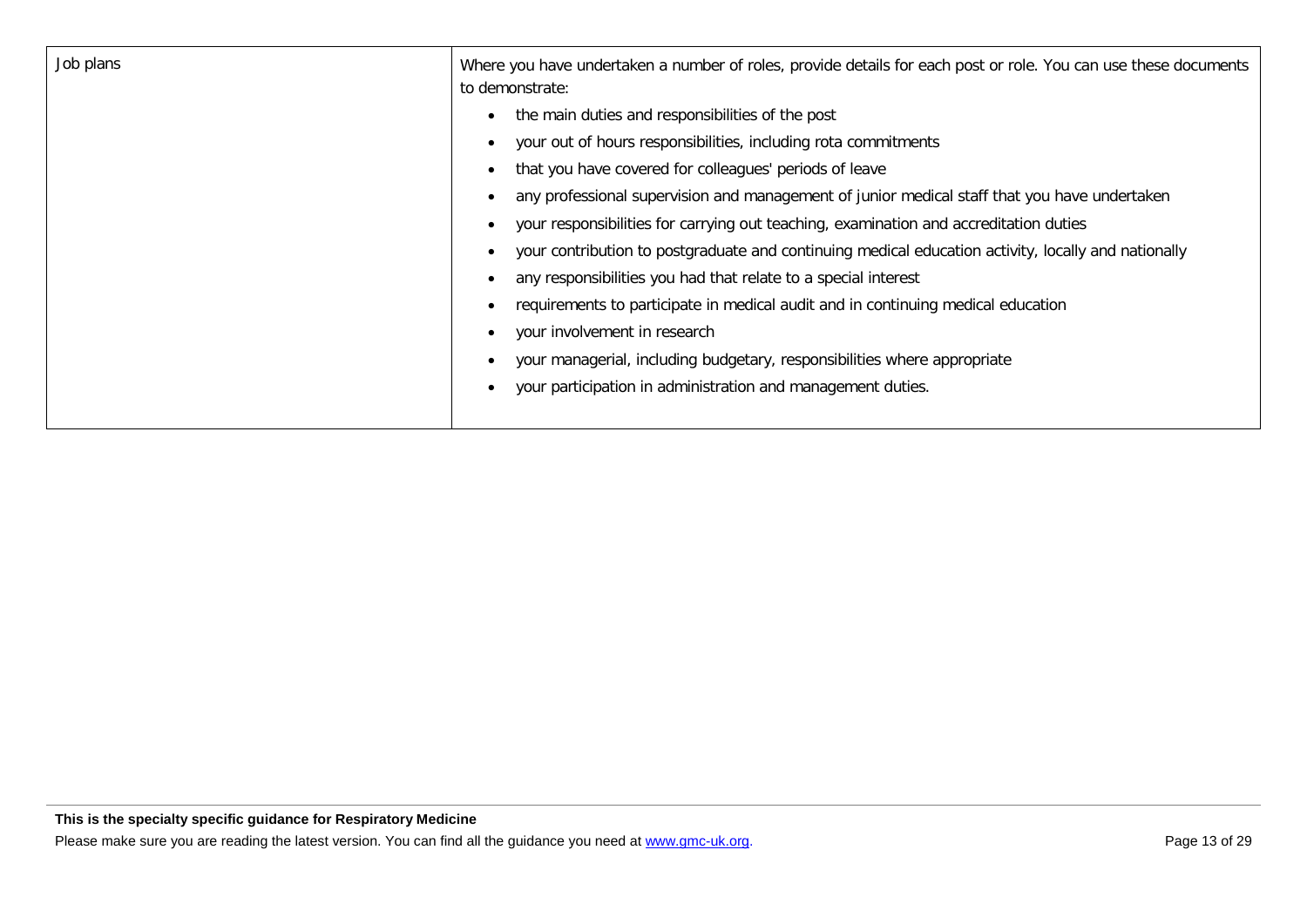| | |
|---|---|
| Job plans | Where you have undertaken a number of roles, provide details for each post or role. You can use these documents to demonstrate:<br>• the main duties and responsibilities of the post<br>• your out of hours responsibilities, including rota commitments<br>• that you have covered for colleagues' periods of leave<br>• any professional supervision and management of junior medical staff that you have undertaken<br>• your responsibilities for carrying out teaching, examination and accreditation duties<br>• your contribution to postgraduate and continuing medical education activity, locally and nationally<br>• any responsibilities you had that relate to a special interest<br>• requirements to participate in medical audit and in continuing medical education<br>• your involvement in research<br>• your managerial, including budgetary, responsibilities where appropriate<br>• your participation in administration and management duties. |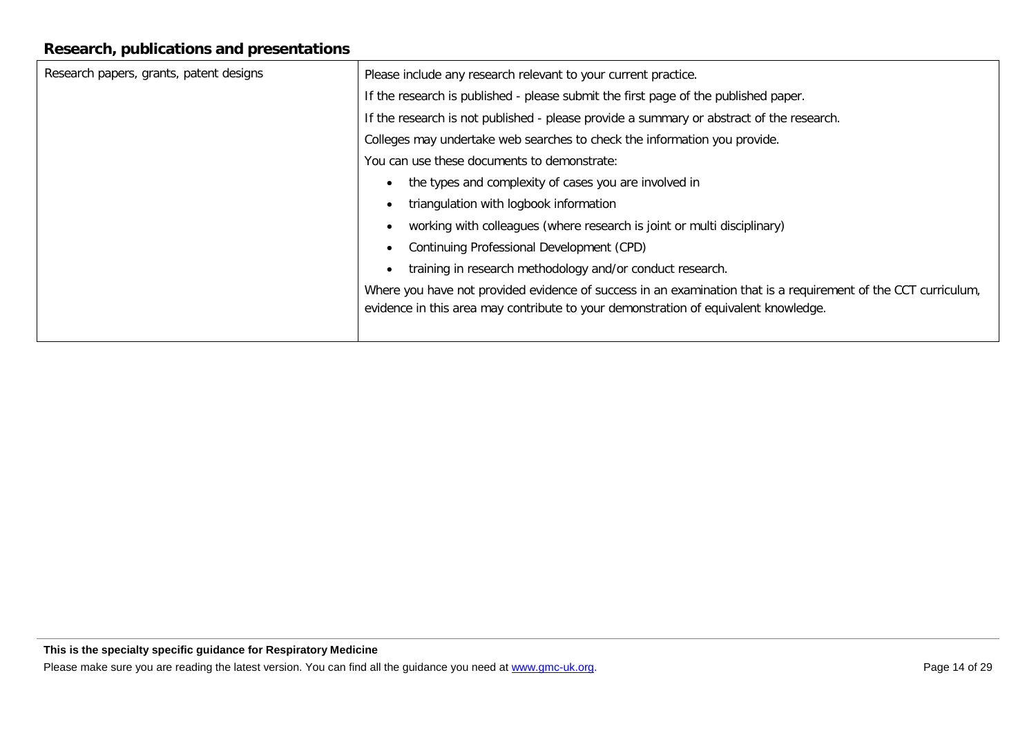## Research, publications and presentations

| Research papers, grants, patent designs | Please include any research relevant to your current practice.<br><br>If the research is published - please submit the first page of the published paper.<br><br>If the research is not published - please provide a summary or abstract of the research.<br><br>Colleges may undertake web searches to check the information you provide.<br><br>You can use these documents to demonstrate:<br><br>• the types and complexity of cases you are involved in<br>• triangulation with logbook information<br>• working with colleagues (where research is joint or multi disciplinary)<br>• Continuing Professional Development (CPD)<br>• training in research methodology and/or conduct research.<br><br>Where you have not provided evidence of success in an examination that is a requirement of the CCT curriculum, evidence in this area may contribute to your demonstration of equivalent knowledge. |
|---|---|

**This is the specialty specific guidance for Respiratory Medicine**

Please make sure you are reading the latest version. You can find all the guidance you need at www.gmc-uk.org.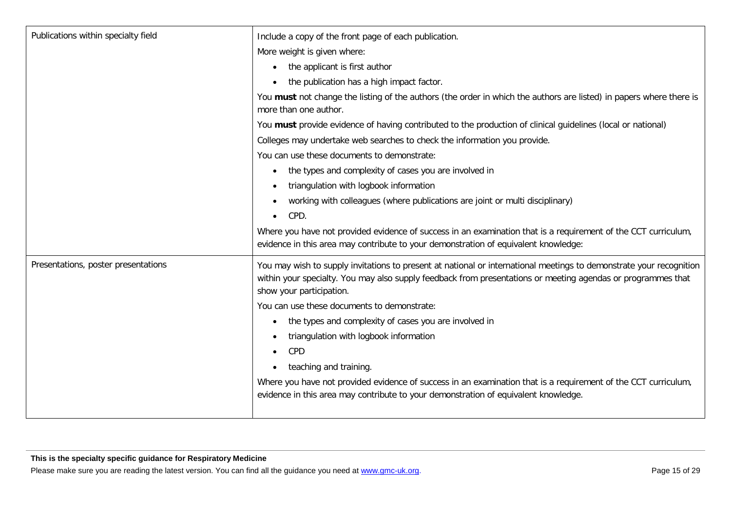| | |
|---|---|
| Publications within specialty field | Include a copy of the front page of each publication.<br>More weight is given where:<br>• the applicant is first author<br>• the publication has a high impact factor.<br>You **must** not change the listing of the authors (the order in which the authors are listed) in papers where there is more than one author.<br>You **must** provide evidence of having contributed to the production of clinical guidelines (local or national)<br>Colleges may undertake web searches to check the information you provide.<br>You can use these documents to demonstrate:<br>• the types and complexity of cases you are involved in<br>• triangulation with logbook information<br>• working with colleagues (where publications are joint or multi disciplinary)<br>• CPD.<br>Where you have not provided evidence of success in an examination that is a requirement of the CCT curriculum, evidence in this area may contribute to your demonstration of equivalent knowledge: |
| Presentations, poster presentations | You may wish to supply invitations to present at national or international meetings to demonstrate your recognition within your specialty. You may also supply feedback from presentations or meeting agendas or programmes that show your participation.<br>You can use these documents to demonstrate:<br>• the types and complexity of cases you are involved in<br>• triangulation with logbook information<br>• CPD<br>• teaching and training.<br>Where you have not provided evidence of success in an examination that is a requirement of the CCT curriculum, evidence in this area may contribute to your demonstration of equivalent knowledge. |

**This is the specialty specific guidance for Respiratory Medicine**

Please make sure you are reading the latest version. You can find all the guidance you need at www.gmc-uk.org.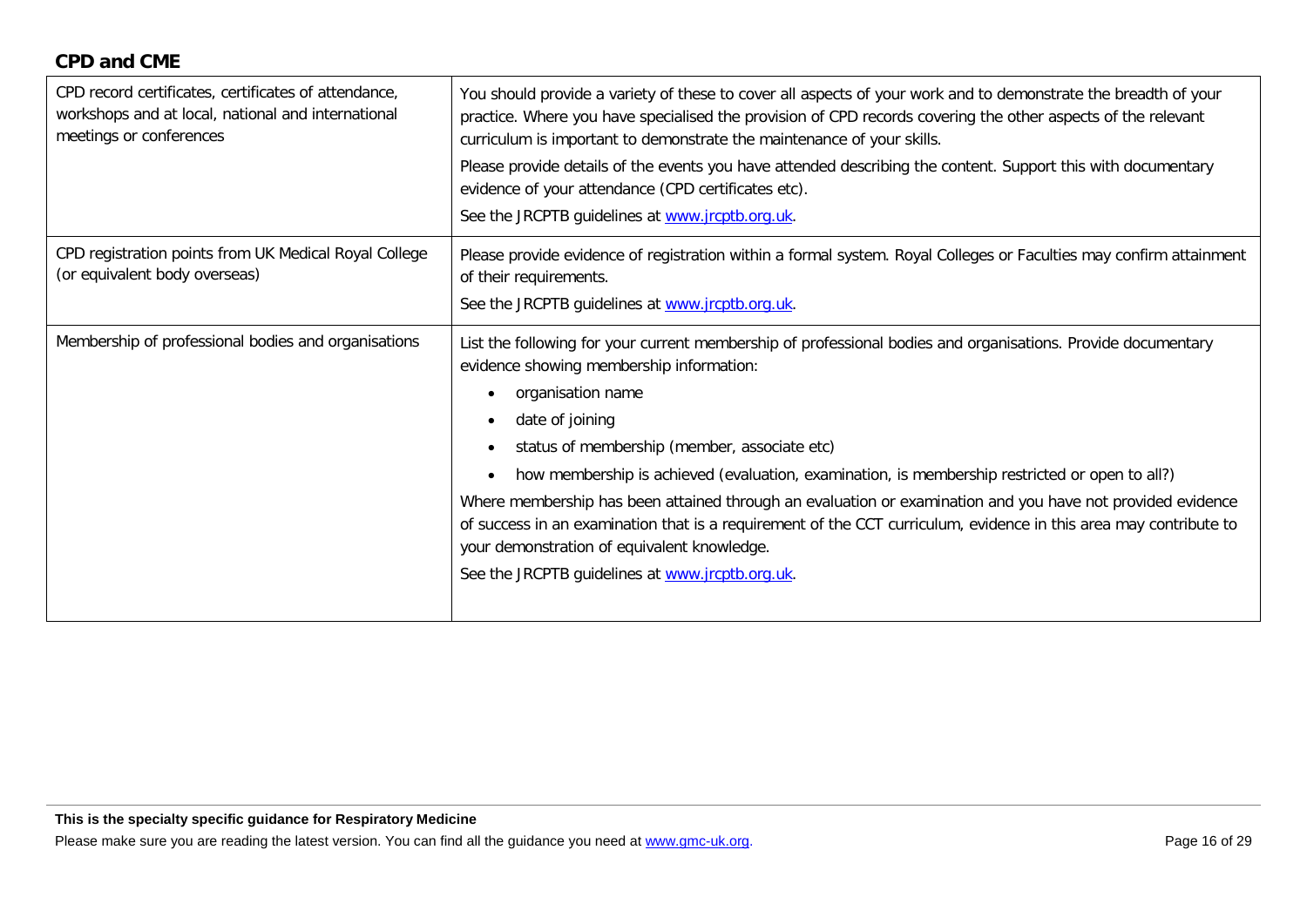## CPD and CME

| | |
|---|---|
| CPD record certificates, certificates of attendance, workshops and at local, national and international meetings or conferences | You should provide a variety of these to cover all aspects of your work and to demonstrate the breadth of your practice. Where you have specialised the provision of CPD records covering the other aspects of the relevant curriculum is important to demonstrate the maintenance of your skills.<br><br>Please provide details of the events you have attended describing the content. Support this with documentary evidence of your attendance (CPD certificates etc).<br><br>See the JRCPTB guidelines at [www.jrcptb.org.uk](www.jrcptb.org.uk). |
| CPD registration points from UK Medical Royal College (or equivalent body overseas) | Please provide evidence of registration within a formal system. Royal Colleges or Faculties may confirm attainment of their requirements.<br><br>See the JRCPTB guidelines at [www.jrcptb.org.uk](www.jrcptb.org.uk). |
| Membership of professional bodies and organisations | List the following for your current membership of professional bodies and organisations. Provide documentary evidence showing membership information:<br><br>• organisation name<br>• date of joining<br>• status of membership (member, associate etc)<br>• how membership is achieved (evaluation, examination, is membership restricted or open to all?)<br><br>Where membership has been attained through an evaluation or examination and you have not provided evidence of success in an examination that is a requirement of the CCT curriculum, evidence in this area may contribute to your demonstration of equivalent knowledge.<br><br>See the JRCPTB guidelines at [www.jrcptb.org.uk](www.jrcptb.org.uk). |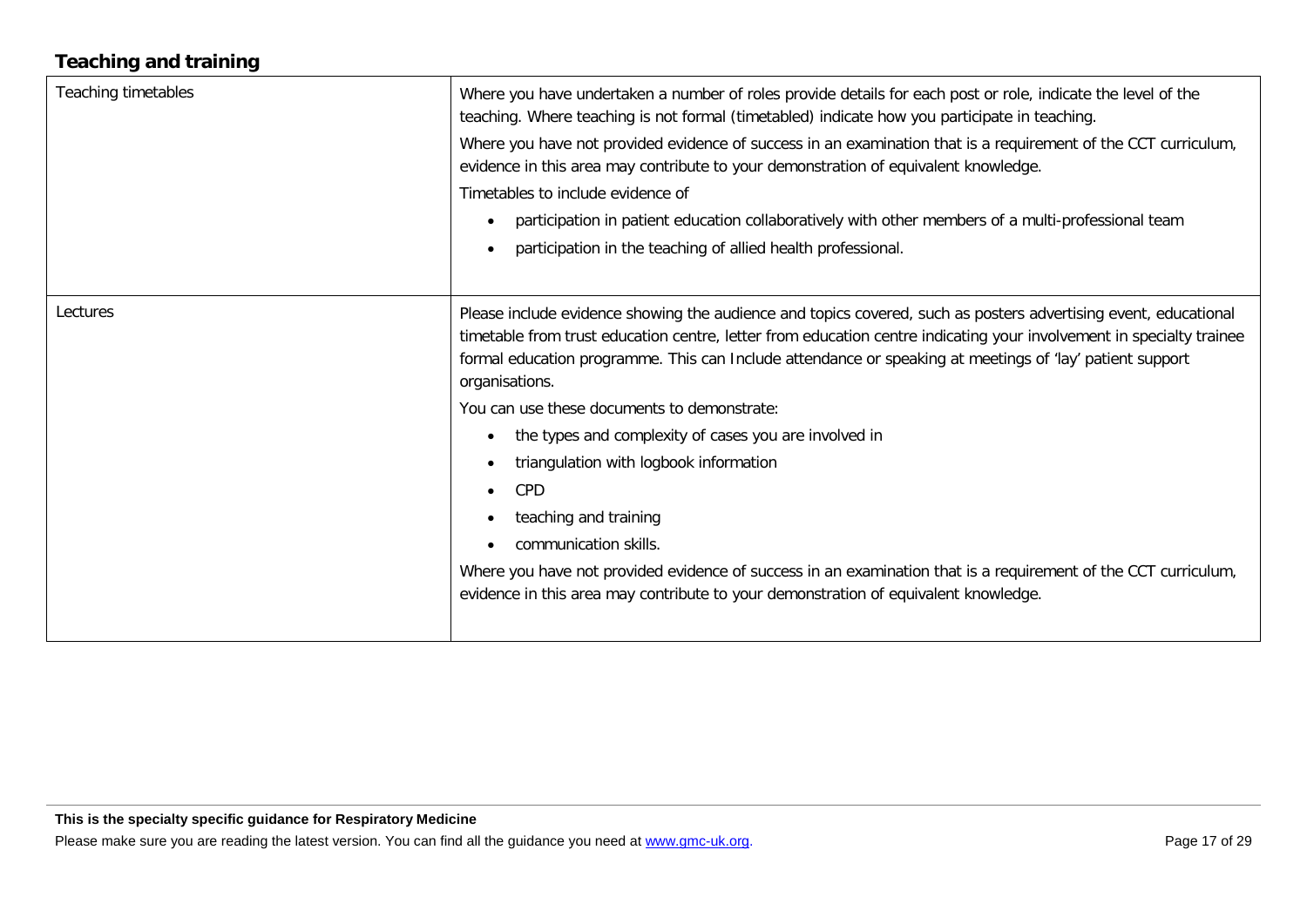## Teaching and training

| | |
|---|---|
| Teaching timetables | Where you have undertaken a number of roles provide details for each post or role, indicate the level of the teaching. Where teaching is not formal (timetabled) indicate how you participate in teaching.<br><br>Where you have not provided evidence of success in an examination that is a requirement of the CCT curriculum, evidence in this area may contribute to your demonstration of equivalent knowledge.<br><br>Timetables to include evidence of<br><br>• participation in patient education collaboratively with other members of a multi-professional team<br>• participation in the teaching of allied health professional. |
| Lectures | Please include evidence showing the audience and topics covered, such as posters advertising event, educational timetable from trust education centre, letter from education centre indicating your involvement in specialty trainee formal education programme. This can Include attendance or speaking at meetings of 'lay' patient support organisations.<br><br>You can use these documents to demonstrate:<br><br>• the types and complexity of cases you are involved in<br>• triangulation with logbook information<br>• CPD<br>• teaching and training<br>• communication skills.<br><br>Where you have not provided evidence of success in an examination that is a requirement of the CCT curriculum, evidence in this area may contribute to your demonstration of equivalent knowledge. |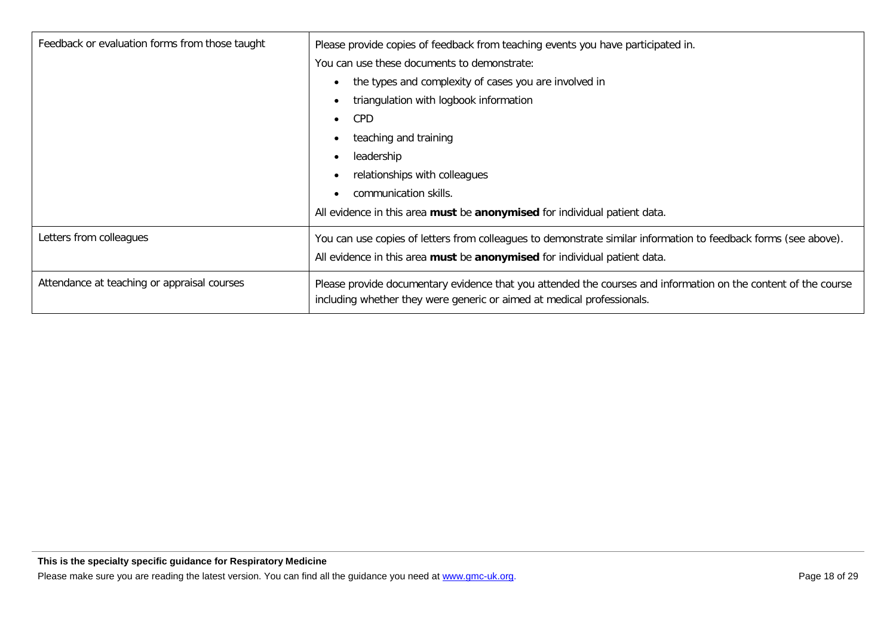| | |
|---|---|
| Feedback or evaluation forms from those taught | Please provide copies of feedback from teaching events you have participated in.<br>You can use these documents to demonstrate:<br>• the types and complexity of cases you are involved in<br>• triangulation with logbook information<br>• CPD<br>• teaching and training<br>• leadership<br>• relationships with colleagues<br>• communication skills.<br>All evidence in this area **must** be **anonymised** for individual patient data. |
| Letters from colleagues | You can use copies of letters from colleagues to demonstrate similar information to feedback forms (see above).<br>All evidence in this area **must** be **anonymised** for individual patient data. |
| Attendance at teaching or appraisal courses | Please provide documentary evidence that you attended the courses and information on the content of the course including whether they were generic or aimed at medical professionals. |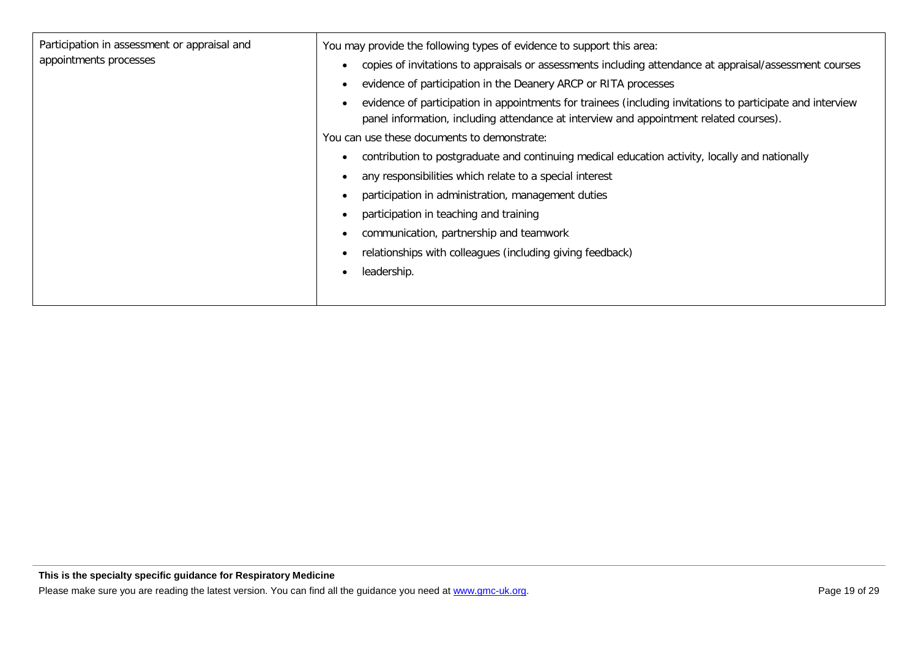| | |
|---|---|
| Participation in assessment or appraisal and appointments processes | You may provide the following types of evidence to support this area:<br>• copies of invitations to appraisals or assessments including attendance at appraisal/assessment courses<br>• evidence of participation in the Deanery ARCP or RITA processes<br>• evidence of participation in appointments for trainees (including invitations to participate and interview panel information, including attendance at interview and appointment related courses).<br>You can use these documents to demonstrate:<br>• contribution to postgraduate and continuing medical education activity, locally and nationally<br>• any responsibilities which relate to a special interest<br>• participation in administration, management duties<br>• participation in teaching and training<br>• communication, partnership and teamwork<br>• relationships with colleagues (including giving feedback)<br>• leadership. |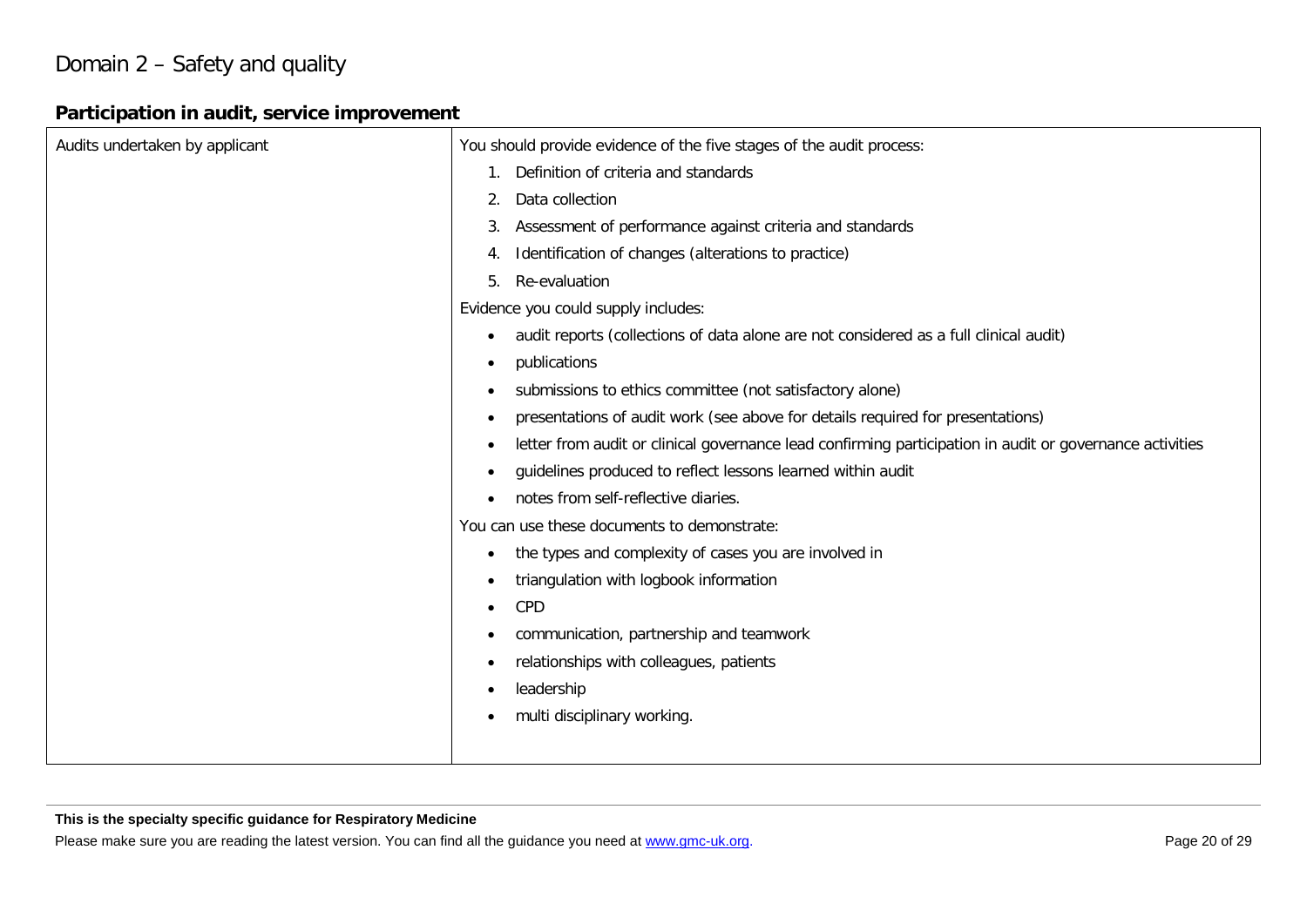# Domain 2 – Safety and quality

## Participation in audit, service improvement

| Audits undertaken by applicant | You should provide evidence of the five stages of the audit process:<br>1. Definition of criteria and standards<br>2. Data collection<br>3. Assessment of performance against criteria and standards<br>4. Identification of changes (alterations to practice)<br>5. Re-evaluation<br>Evidence you could supply includes:<br>• audit reports (collections of data alone are not considered as a full clinical audit)<br>• publications<br>• submissions to ethics committee (not satisfactory alone)<br>• presentations of audit work (see above for details required for presentations)<br>• letter from audit or clinical governance lead confirming participation in audit or governance activities<br>• guidelines produced to reflect lessons learned within audit<br>• notes from self-reflective diaries.<br>You can use these documents to demonstrate:<br>• the types and complexity of cases you are involved in<br>• triangulation with logbook information<br>• CPD<br>• communication, partnership and teamwork<br>• relationships with colleagues, patients<br>• leadership<br>• multi disciplinary working. |
|---|---|

**This is the specialty specific guidance for Respiratory Medicine**

Please make sure you are reading the latest version. You can find all the guidance you need at www.gmc-uk.org.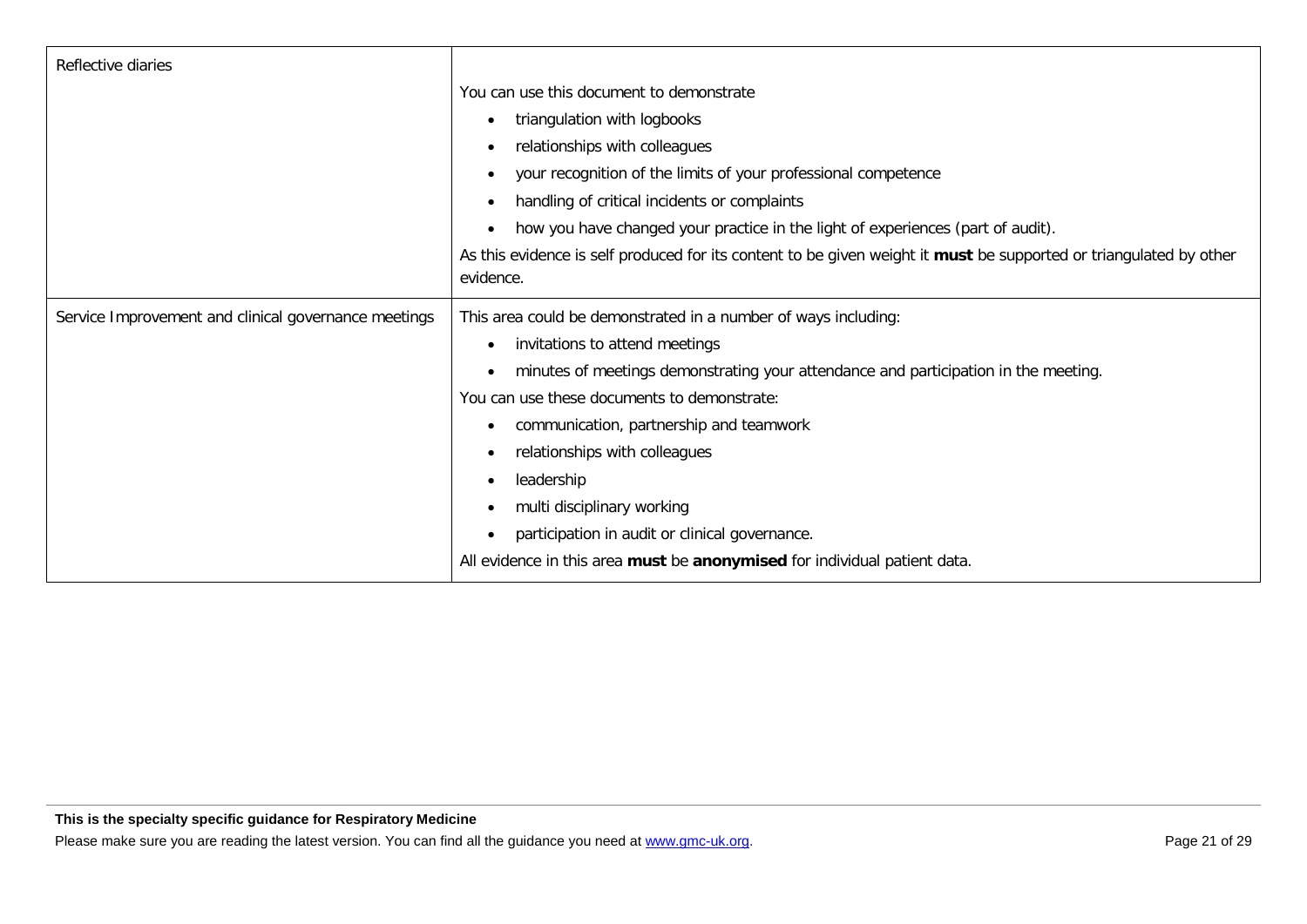| | |
|---|---|
| Reflective diaries | You can use this document to demonstrate<br>• triangulation with logbooks<br>• relationships with colleagues<br>• your recognition of the limits of your professional competence<br>• handling of critical incidents or complaints<br>• how you have changed your practice in the light of experiences (part of audit).<br>As this evidence is self produced for its content to be given weight it **must** be supported or triangulated by other evidence. |
| Service Improvement and clinical governance meetings | This area could be demonstrated in a number of ways including:<br>• invitations to attend meetings<br>• minutes of meetings demonstrating your attendance and participation in the meeting.<br>You can use these documents to demonstrate:<br>• communication, partnership and teamwork<br>• relationships with colleagues<br>• leadership<br>• multi disciplinary working<br>• participation in audit or clinical governance.<br>All evidence in this area **must** be **anonymised** for individual patient data. |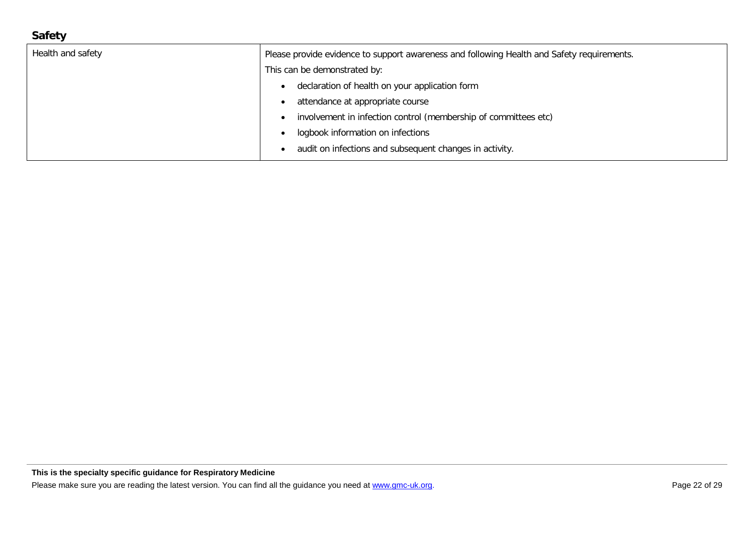## Safety

| | |
|---|---|
| Health and safety | Please provide evidence to support awareness and following Health and Safety requirements.<br>This can be demonstrated by:<br>• declaration of health on your application form<br>• attendance at appropriate course<br>• involvement in infection control (membership of committees etc)<br>• logbook information on infections<br>• audit on infections and subsequent changes in activity. |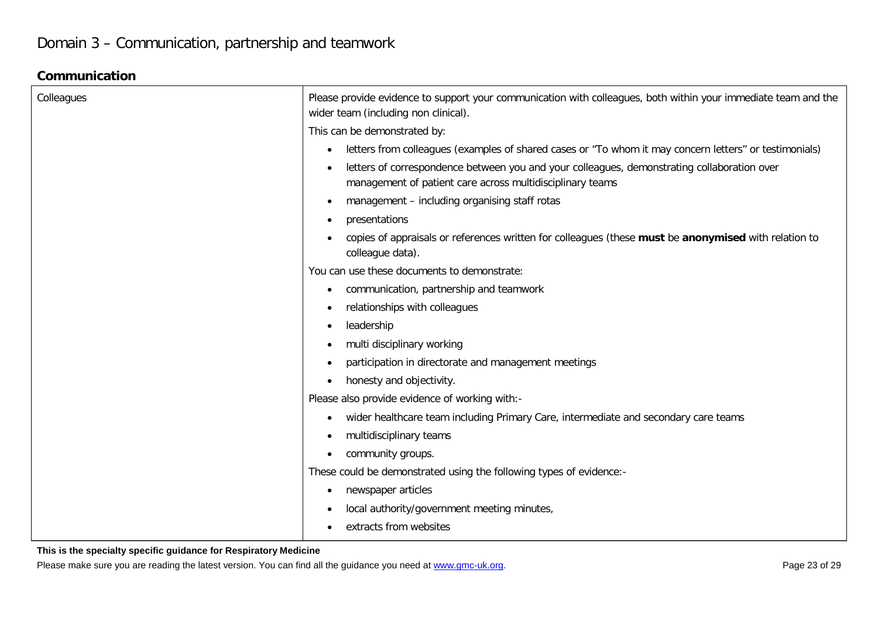# Domain 3 – Communication, partnership and teamwork

## Communication

| | |
|---|---|
| Colleagues | Please provide evidence to support your communication with colleagues, both within your immediate team and the wider team (including non clinical).<br>This can be demonstrated by:<br>• letters from colleagues (examples of shared cases or "To whom it may concern letters" or testimonials)<br>• letters of correspondence between you and your colleagues, demonstrating collaboration over management of patient care across multidisciplinary teams<br>• management – including organising staff rotas<br>• presentations<br>• copies of appraisals or references written for colleagues (these **must** be **anonymised** with relation to colleague data).<br>You can use these documents to demonstrate:<br>• communication, partnership and teamwork<br>• relationships with colleagues<br>• leadership<br>• multi disciplinary working<br>• participation in directorate and management meetings<br>• honesty and objectivity.<br>Please also provide evidence of working with:-<br>• wider healthcare team including Primary Care, intermediate and secondary care teams<br>• multidisciplinary teams<br>• community groups.<br>These could be demonstrated using the following types of evidence:-<br>• newspaper articles<br>• local authority/government meeting minutes,<br>• extracts from websites |

**This is the specialty specific guidance for Respiratory Medicine**

Please make sure you are reading the latest version. You can find all the guidance you need at www.gmc-uk.org.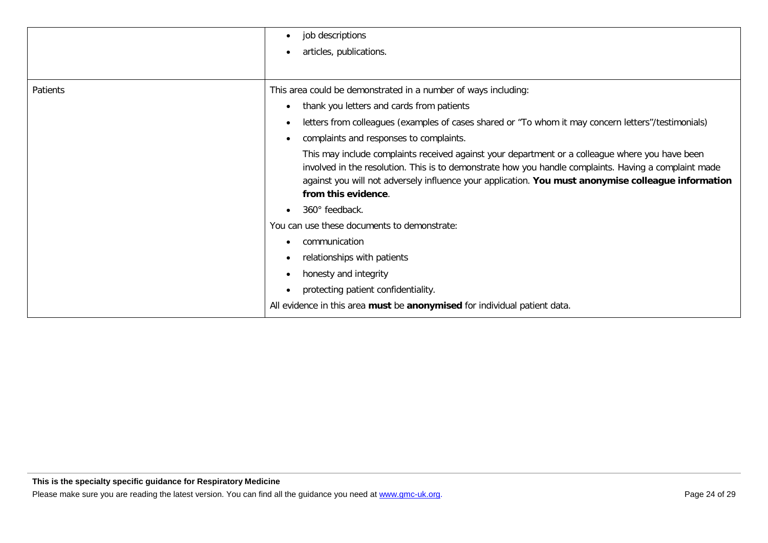| | |
|---|---|
| | • job descriptions<br>• articles, publications. |
| Patients | This area could be demonstrated in a number of ways including:<br>• thank you letters and cards from patients<br>• letters from colleagues (examples of cases shared or "To whom it may concern letters"/testimonials)<br>• complaints and responses to complaints.<br>This may include complaints received against your department or a colleague where you have been involved in the resolution. This is to demonstrate how you handle complaints. Having a complaint made against you will not adversely influence your application. **You must anonymise colleague information from this evidence**.<br>• 360° feedback.<br>You can use these documents to demonstrate:<br>• communication<br>• relationships with patients<br>• honesty and integrity<br>• protecting patient confidentiality.<br>All evidence in this area **must** be **anonymised** for individual patient data. |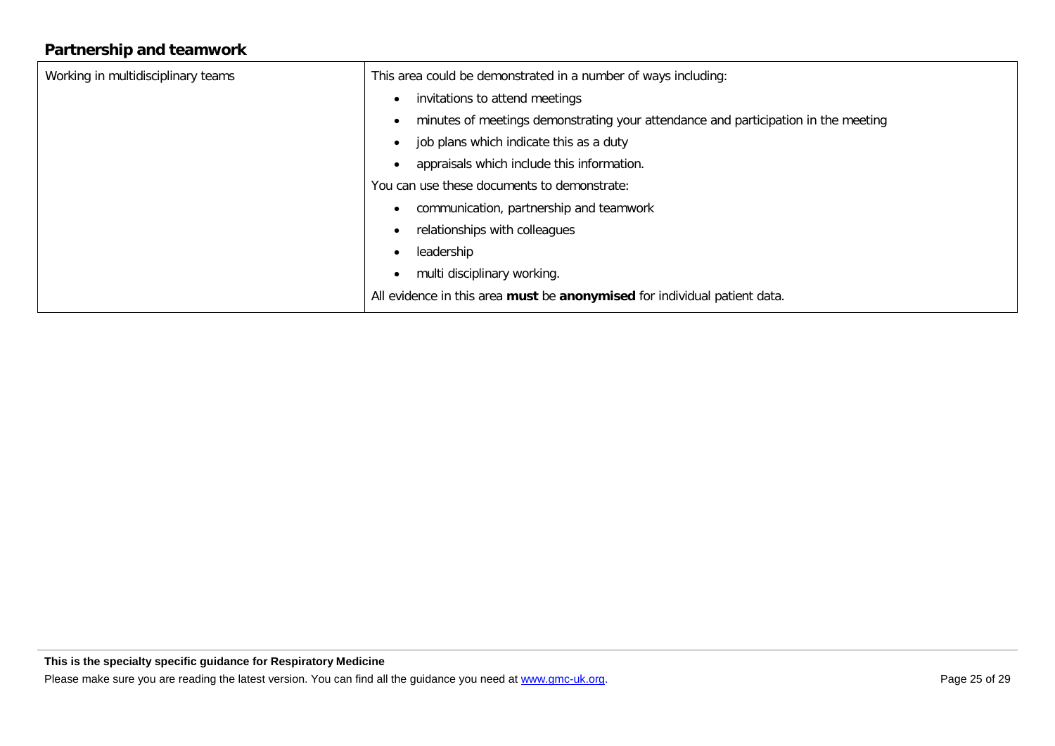## Partnership and teamwork

| | |
|---|---|
| Working in multidisciplinary teams | This area could be demonstrated in a number of ways including:<br>• invitations to attend meetings<br>• minutes of meetings demonstrating your attendance and participation in the meeting<br>• job plans which indicate this as a duty<br>• appraisals which include this information.<br>You can use these documents to demonstrate:<br>• communication, partnership and teamwork<br>• relationships with colleagues<br>• leadership<br>• multi disciplinary working.<br>All evidence in this area **must** be **anonymised** for individual patient data. |

**This is the specialty specific guidance for Respiratory Medicine**

Please make sure you are reading the latest version. You can find all the guidance you need at www.gmc-uk.org.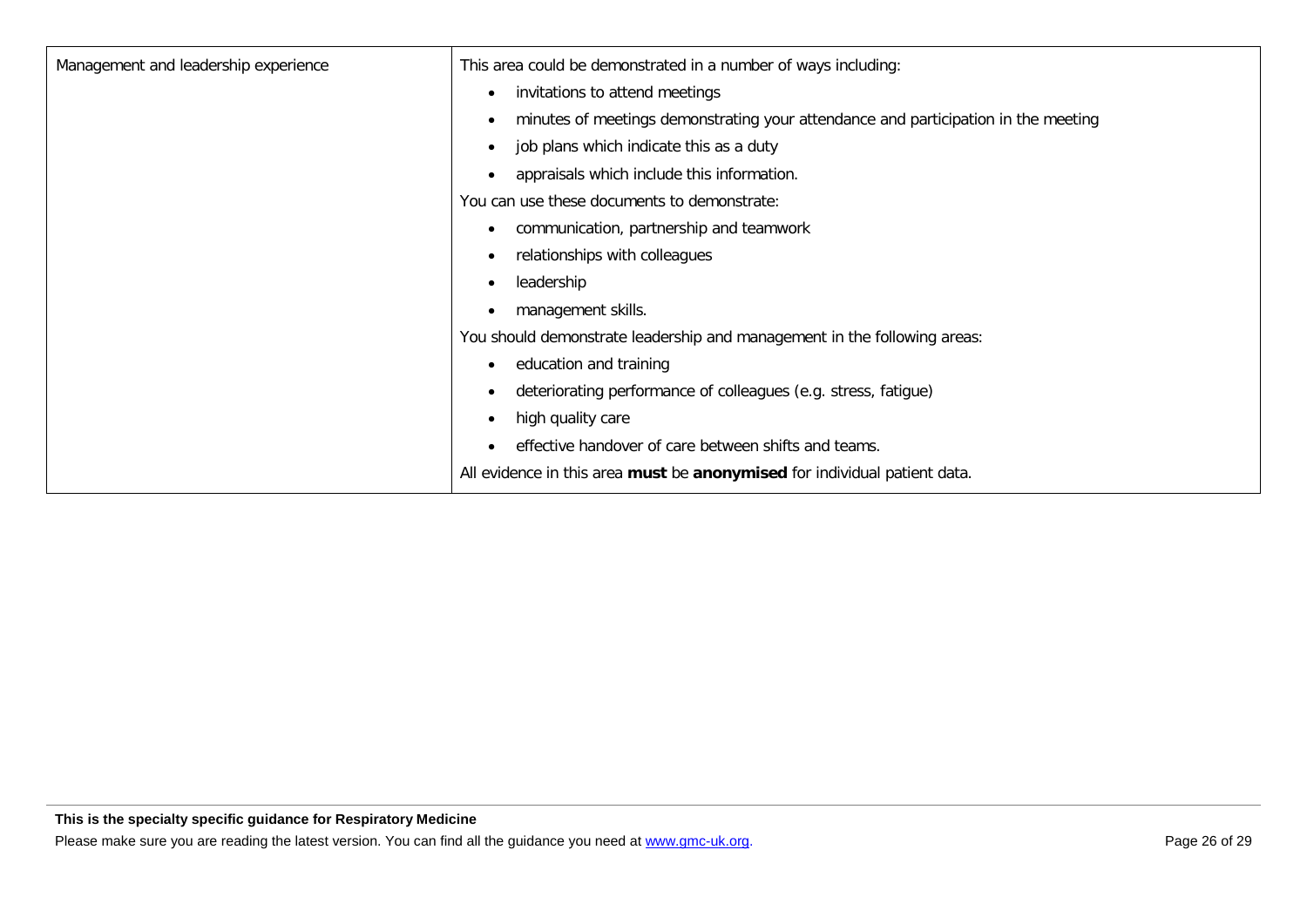| Management and leadership experience | This area could be demonstrated in a number of ways including:<br>• invitations to attend meetings<br>• minutes of meetings demonstrating your attendance and participation in the meeting<br>• job plans which indicate this as a duty<br>• appraisals which include this information.<br>You can use these documents to demonstrate:<br>• communication, partnership and teamwork<br>• relationships with colleagues<br>• leadership<br>• management skills.<br>You should demonstrate leadership and management in the following areas:<br>• education and training<br>• deteriorating performance of colleagues (e.g. stress, fatigue)<br>• high quality care<br>• effective handover of care between shifts and teams.<br>All evidence in this area **must** be **anonymised** for individual patient data. |
|---|---|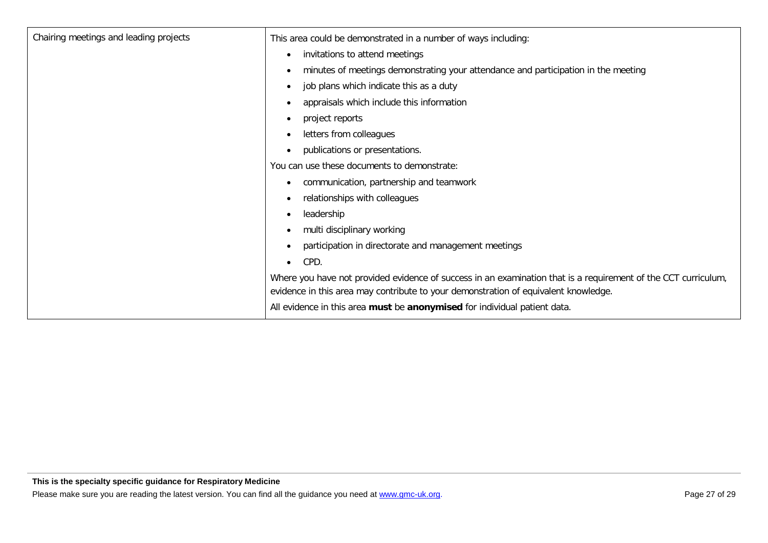| | |
|---|---|
| Chairing meetings and leading projects | This area could be demonstrated in a number of ways including:<br>• invitations to attend meetings<br>• minutes of meetings demonstrating your attendance and participation in the meeting<br>• job plans which indicate this as a duty<br>• appraisals which include this information<br>• project reports<br>• letters from colleagues<br>• publications or presentations.<br>You can use these documents to demonstrate:<br>• communication, partnership and teamwork<br>• relationships with colleagues<br>• leadership<br>• multi disciplinary working<br>• participation in directorate and management meetings<br>• CPD.<br>Where you have not provided evidence of success in an examination that is a requirement of the CCT curriculum, evidence in this area may contribute to your demonstration of equivalent knowledge.<br>All evidence in this area **must** be **anonymised** for individual patient data. |

**This is the specialty specific guidance for Respiratory Medicine**

Please make sure you are reading the latest version. You can find all the guidance you need at www.gmc-uk.org.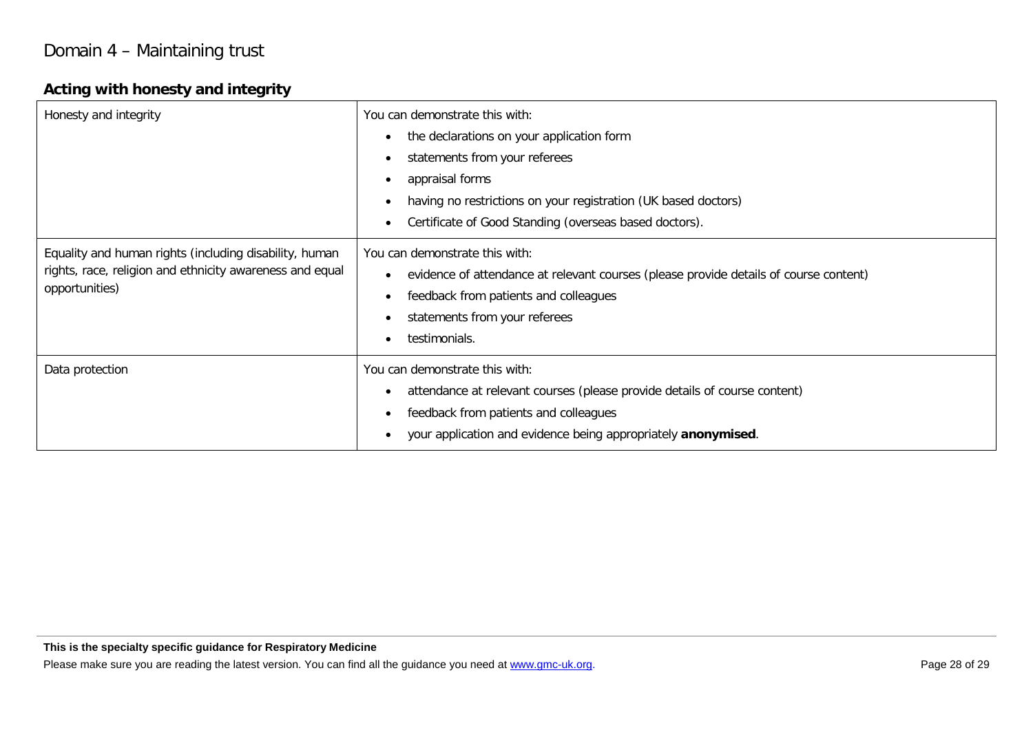# Domain 4 – Maintaining trust

## Acting with honesty and integrity

| | |
|---|---|
| Honesty and integrity | You can demonstrate this with:<br>• the declarations on your application form<br>• statements from your referees<br>• appraisal forms<br>• having no restrictions on your registration (UK based doctors)<br>• Certificate of Good Standing (overseas based doctors). |
| Equality and human rights (including disability, human rights, race, religion and ethnicity awareness and equal opportunities) | You can demonstrate this with:<br>• evidence of attendance at relevant courses (please provide details of course content)<br>• feedback from patients and colleagues<br>• statements from your referees<br>• testimonials. |
| Data protection | You can demonstrate this with:<br>• attendance at relevant courses (please provide details of course content)<br>• feedback from patients and colleagues<br>• your application and evidence being appropriately **anonymised**. |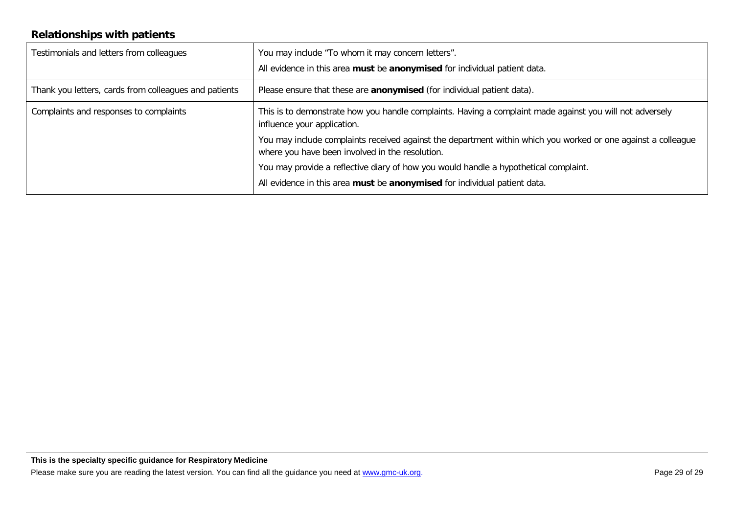## Relationships with patients

| | |
|---|---|
| Testimonials and letters from colleagues | You may include "To whom it may concern letters".<br>All evidence in this area **must** be **anonymised** for individual patient data. |
| Thank you letters, cards from colleagues and patients | Please ensure that these are **anonymised** (for individual patient data). |
| Complaints and responses to complaints | This is to demonstrate how you handle complaints. Having a complaint made against you will not adversely influence your application.<br>You may include complaints received against the department within which you worked or one against a colleague where you have been involved in the resolution.<br>You may provide a reflective diary of how you would handle a hypothetical complaint.<br>All evidence in this area **must** be **anonymised** for individual patient data. |